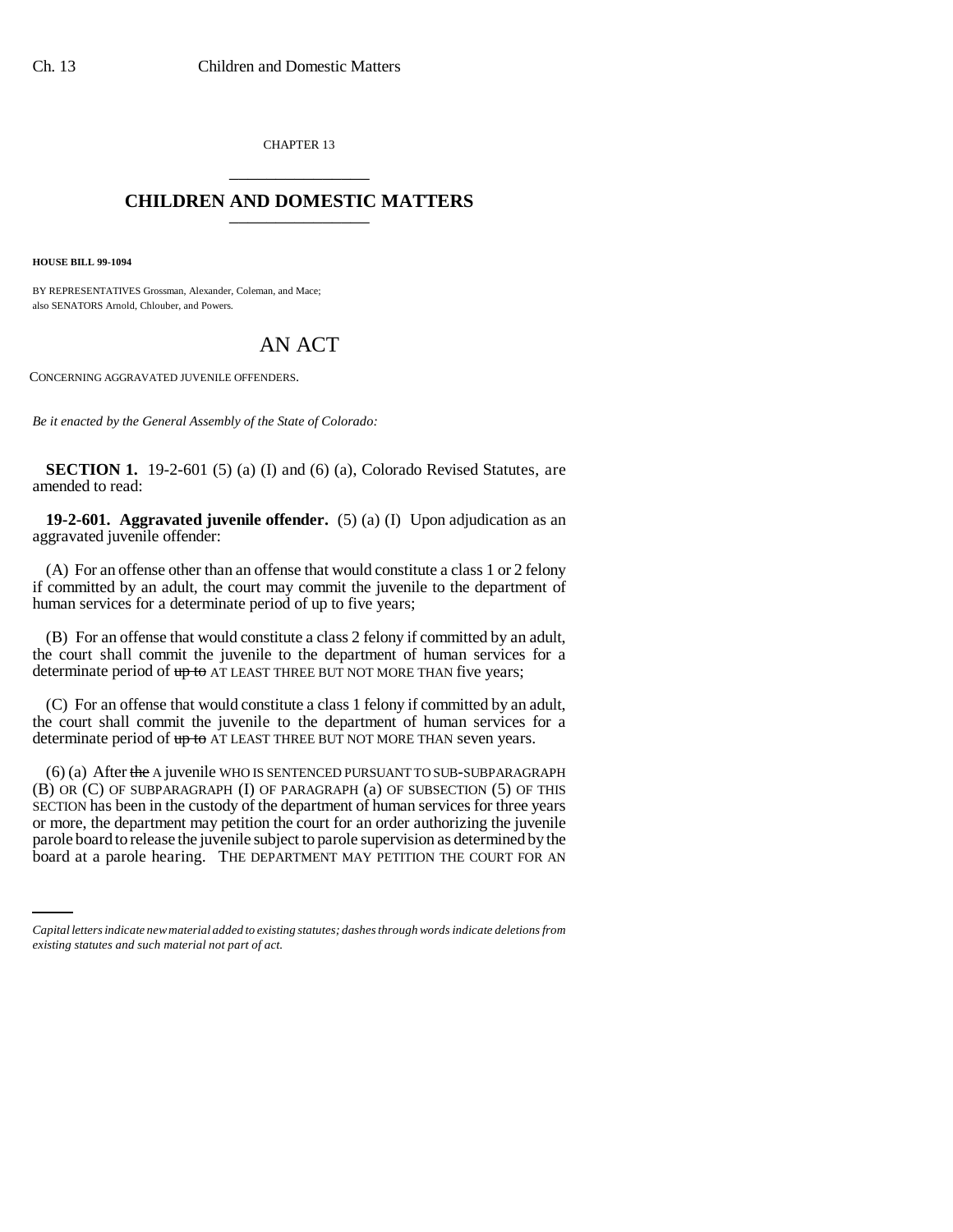CHAPTER 13

# CHILDREN AND DOMESTIC MATTERS

**HOUSE BILL 99-1094**

BY REPRESENTATIVES Grossman, Alexander, Coleman, and Mace;
also SENATORS Arnold, Chlouber, and Powers.

## AN ACT

CONCERNING AGGRAVATED JUVENILE OFFENDERS.

*Be it enacted by the General Assembly of the State of Colorado:*

**SECTION 1.** 19-2-601 (5) (a) (I) and (6) (a), Colorado Revised Statutes, are amended to read:

**19-2-601. Aggravated juvenile offender.** (5) (a) (I) Upon adjudication as an aggravated juvenile offender:

(A) For an offense other than an offense that would constitute a class 1 or 2 felony if committed by an adult, the court may commit the juvenile to the department of human services for a determinate period of up to five years;

(B) For an offense that would constitute a class 2 felony if committed by an adult, the court shall commit the juvenile to the department of human services for a determinate period of ~~up to~~ AT LEAST THREE BUT NOT MORE THAN five years;

(C) For an offense that would constitute a class 1 felony if committed by an adult, the court shall commit the juvenile to the department of human services for a determinate period of ~~up to~~ AT LEAST THREE BUT NOT MORE THAN seven years.

(6) (a) After ~~the~~ A juvenile WHO IS SENTENCED PURSUANT TO SUB-SUBPARAGRAPH (B) OR (C) OF SUBPARAGRAPH (I) OF PARAGRAPH (a) OF SUBSECTION (5) OF THIS SECTION has been in the custody of the department of human services for three years or more, the department may petition the court for an order authorizing the juvenile parole board to release the juvenile subject to parole supervision as determined by the board at a parole hearing. THE DEPARTMENT MAY PETITION THE COURT FOR AN

*Capital letters indicate new material added to existing statutes; dashes through words indicate deletions from existing statutes and such material not part of act.*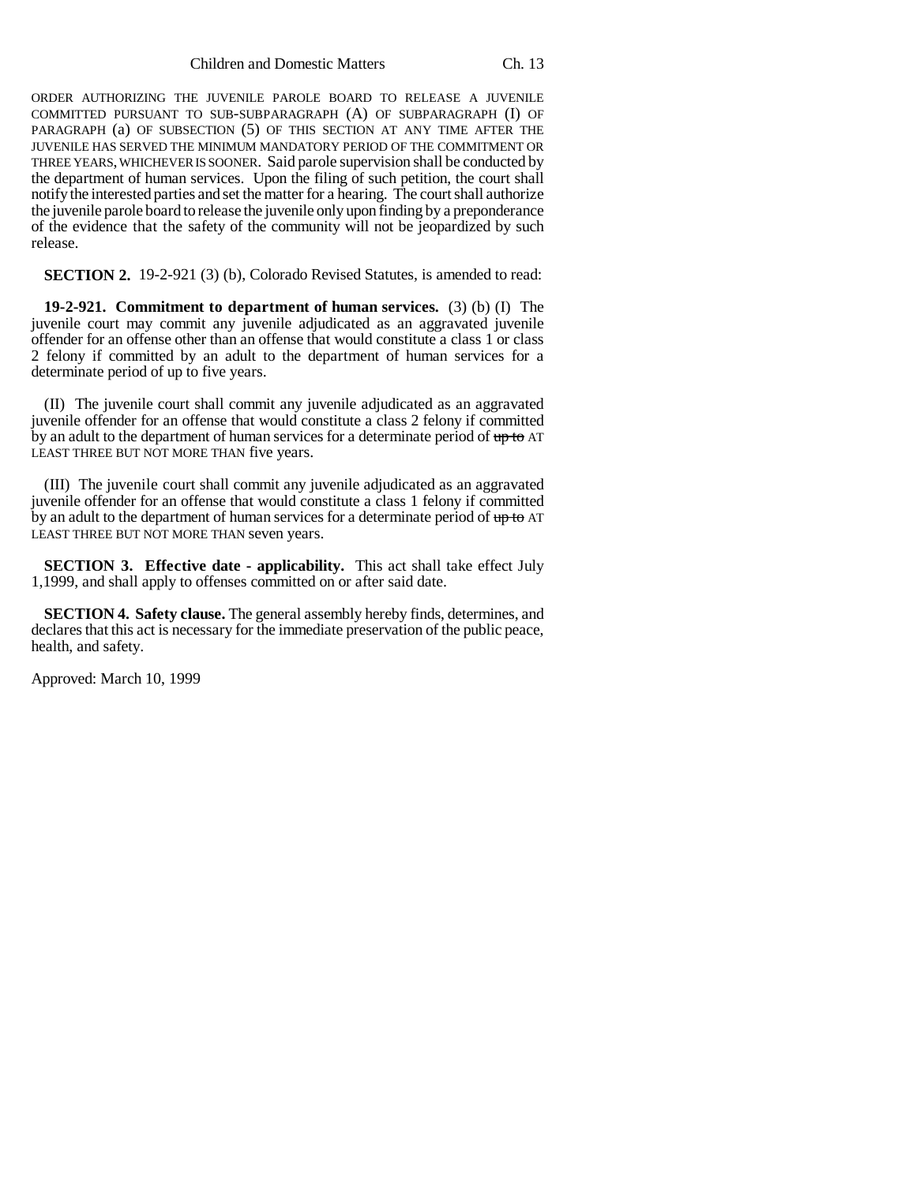ORDER AUTHORIZING THE JUVENILE PAROLE BOARD TO RELEASE A JUVENILE COMMITTED PURSUANT TO SUB-SUBPARAGRAPH (A) OF SUBPARAGRAPH (I) OF PARAGRAPH (a) OF SUBSECTION (5) OF THIS SECTION AT ANY TIME AFTER THE JUVENILE HAS SERVED THE MINIMUM MANDATORY PERIOD OF THE COMMITMENT OR THREE YEARS, WHICHEVER IS SOONER. Said parole supervision shall be conducted by the department of human services. Upon the filing of such petition, the court shall notify the interested parties and set the matter for a hearing. The court shall authorize the juvenile parole board to release the juvenile only upon finding by a preponderance of the evidence that the safety of the community will not be jeopardized by such release.

**SECTION 2.** 19-2-921 (3) (b), Colorado Revised Statutes, is amended to read:

**19-2-921. Commitment to department of human services.** (3) (b) (I) The juvenile court may commit any juvenile adjudicated as an aggravated juvenile offender for an offense other than an offense that would constitute a class 1 or class 2 felony if committed by an adult to the department of human services for a determinate period of up to five years.

(II) The juvenile court shall commit any juvenile adjudicated as an aggravated juvenile offender for an offense that would constitute a class 2 felony if committed by an adult to the department of human services for a determinate period of ~~up to~~ AT LEAST THREE BUT NOT MORE THAN five years.

(III) The juvenile court shall commit any juvenile adjudicated as an aggravated juvenile offender for an offense that would constitute a class 1 felony if committed by an adult to the department of human services for a determinate period of ~~up to~~ AT LEAST THREE BUT NOT MORE THAN seven years.

**SECTION 3. Effective date - applicability.** This act shall take effect July 1,1999, and shall apply to offenses committed on or after said date.

**SECTION 4. Safety clause.** The general assembly hereby finds, determines, and declares that this act is necessary for the immediate preservation of the public peace, health, and safety.

Approved: March 10, 1999